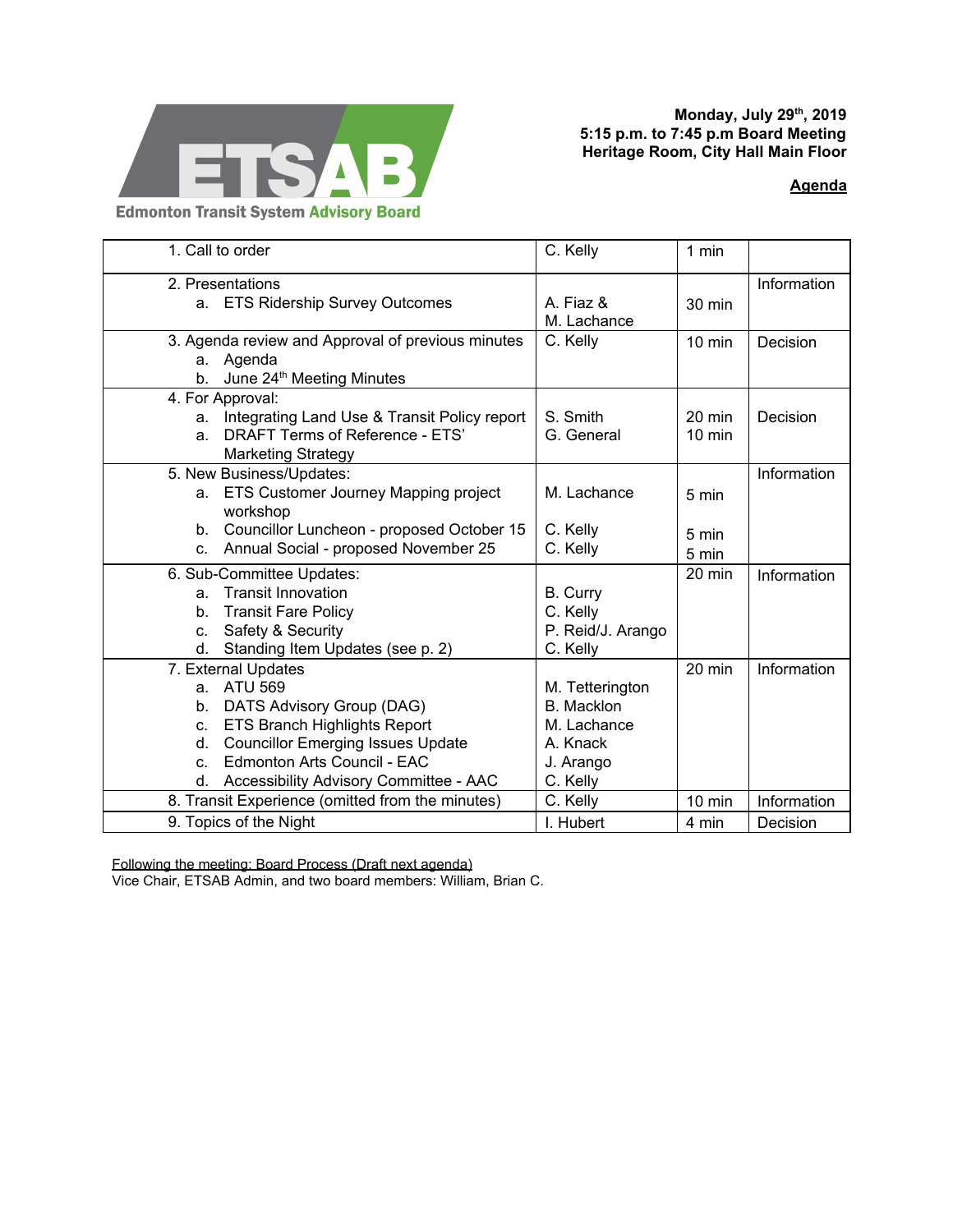**ETSAB**

**Edmonton Transit System Advisory Board**

**Monday, July 29th, 2019**
**5:15 p.m. to 7:45 p.m Board Meeting**
**Heritage Room, City Hall Main Floor**

## Agenda

| Item | Presenter | Time | Type |
|---|---|---|---|
| 1. Call to order | C. Kelly | 1 min | |
| 2. Presentations<br>a. ETS Ridership Survey Outcomes | A. Fiaz &<br>M. Lachance | 30 min | Information |
| 3. Agenda review and Approval of previous minutes<br>a. Agenda<br>b. June 24th Meeting Minutes | C. Kelly | 10 min | Decision |
| 4. For Approval:<br>a. Integrating Land Use & Transit Policy report<br>a. DRAFT Terms of Reference - ETS' Marketing Strategy | S. Smith<br>G. General | 20 min<br>10 min | Decision |
| 5. New Business/Updates:<br>a. ETS Customer Journey Mapping project workshop<br>b. Councillor Luncheon - proposed October 15<br>c. Annual Social - proposed November 25 | M. Lachance<br>C. Kelly<br>C. Kelly | 5 min<br>5 min<br>5 min | Information |
| 6. Sub-Committee Updates:<br>a. Transit Innovation<br>b. Transit Fare Policy<br>c. Safety & Security<br>d. Standing Item Updates (see p. 2) | B. Curry<br>C. Kelly<br>P. Reid/J. Arango<br>C. Kelly | 20 min | Information |
| 7. External Updates<br>a. ATU 569<br>b. DATS Advisory Group (DAG)<br>c. ETS Branch Highlights Report<br>d. Councillor Emerging Issues Update<br>c. Edmonton Arts Council - EAC<br>d. Accessibility Advisory Committee - AAC | M. Tetterington<br>B. Macklon<br>M. Lachance<br>A. Knack<br>J. Arango<br>C. Kelly | 20 min | Information |
| 8. Transit Experience (omitted from the minutes) | C. Kelly | 10 min | Information |
| 9. Topics of the Night | I. Hubert | 4 min | Decision |

Following the meeting: Board Process (Draft next agenda)
Vice Chair, ETSAB Admin, and two board members: William, Brian C.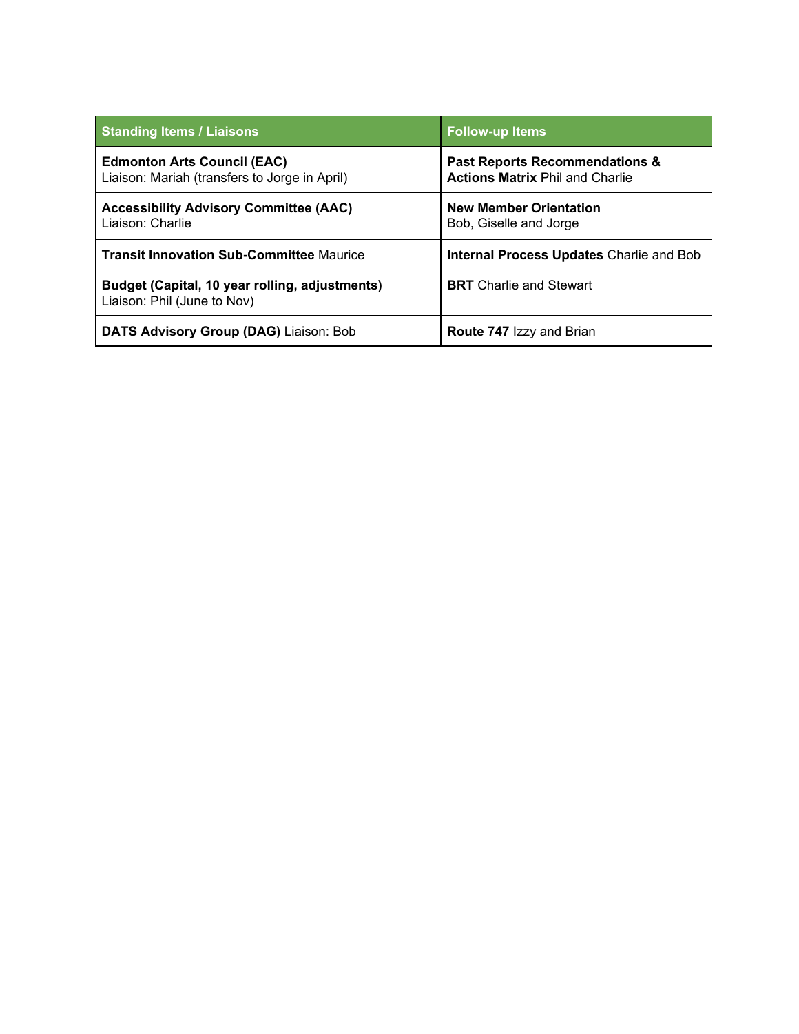| Standing Items / Liaisons | Follow-up Items |
|---|---|
| **Edmonton Arts Council (EAC)** Liaison: Mariah (transfers to Jorge in April) | **Past Reports Recommendations & Actions Matrix** Phil and Charlie |
| **Accessibility Advisory Committee (AAC)** Liaison: Charlie | **New Member Orientation** Bob, Giselle and Jorge |
| **Transit Innovation Sub-Committee** Maurice | **Internal Process Updates** Charlie and Bob |
| **Budget (Capital, 10 year rolling, adjustments)** Liaison: Phil (June to Nov) | **BRT** Charlie and Stewart |
| **DATS Advisory Group (DAG)** Liaison: Bob | **Route 747** Izzy and Brian |